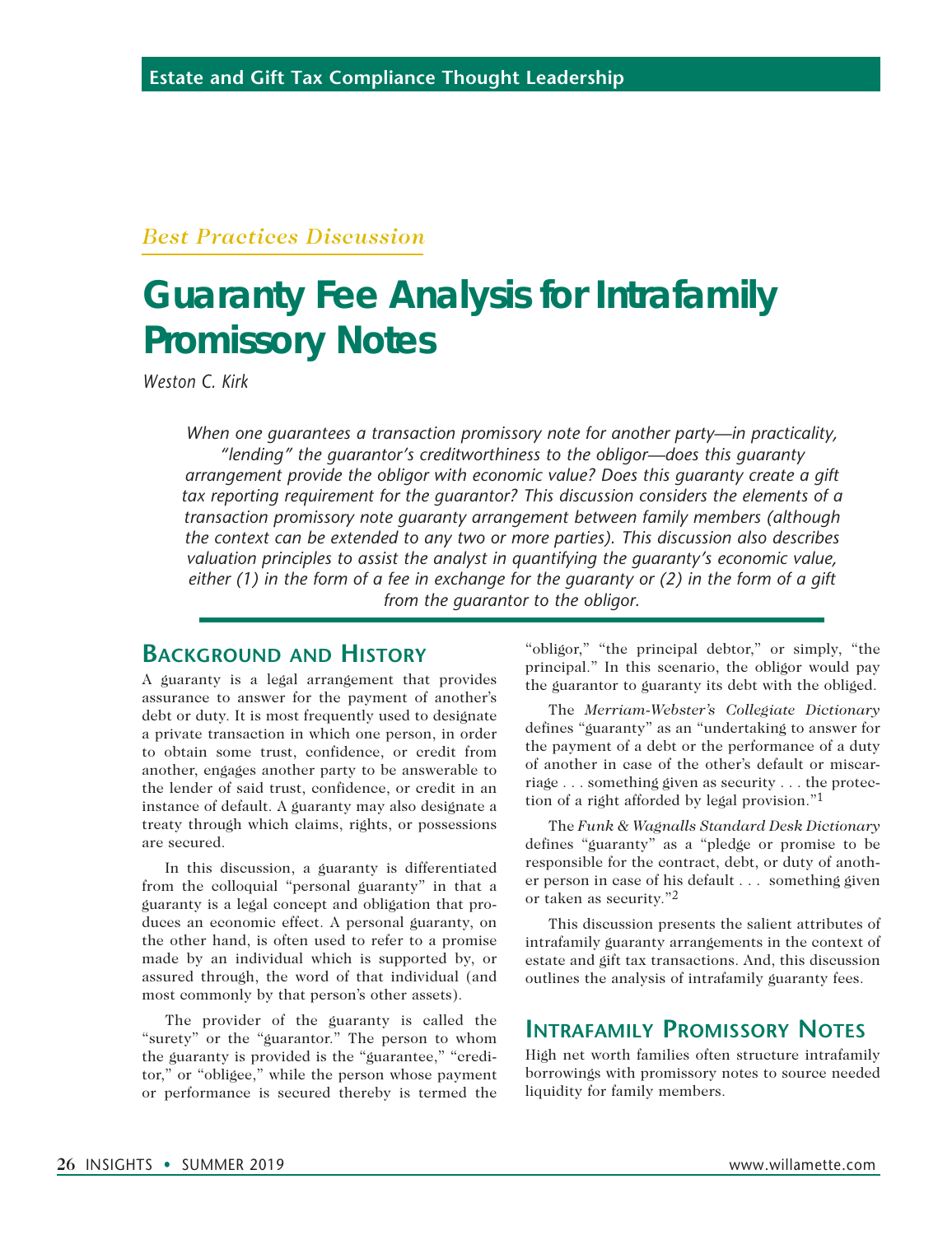Estate and Gift Tax Compliance Thought Leadership

*Best Practices Discussion*

# Guaranty Fee Analysis for Intrafamily Promissory Notes

*Weston C. Kirk*

*When one guarantees a transaction promissory note for another party—in practicality, "lending" the guarantor's creditworthiness to the obligor—does this guaranty arrangement provide the obligor with economic value? Does this guaranty create a gift tax reporting requirement for the guarantor? This discussion considers the elements of a transaction promissory note guaranty arrangement between family members (although the context can be extended to any two or more parties). This discussion also describes valuation principles to assist the analyst in quantifying the guaranty's economic value, either (1) in the form of a fee in exchange for the guaranty or (2) in the form of a gift from the guarantor to the obligor.*

## Background and History

A guaranty is a legal arrangement that provides assurance to answer for the payment of another's debt or duty. It is most frequently used to designate a private transaction in which one person, in order to obtain some trust, confidence, or credit from another, engages another party to be answerable to the lender of said trust, confidence, or credit in an instance of default. A guaranty may also designate a treaty through which claims, rights, or possessions are secured.

In this discussion, a guaranty is differentiated from the colloquial "personal guaranty" in that a guaranty is a legal concept and obligation that produces an economic effect. A personal guaranty, on the other hand, is often used to refer to a promise made by an individual which is supported by, or assured through, the word of that individual (and most commonly by that person's other assets).

The provider of the guaranty is called the "surety" or the "guarantor." The person to whom the guaranty is provided is the "guarantee," "creditor," or "obligee," while the person whose payment or performance is secured thereby is termed the "obligor," "the principal debtor," or simply, "the principal." In this scenario, the obligor would pay the guarantor to guaranty its debt with the obliged.

The *Merriam-Webster's Collegiate Dictionary* defines "guaranty" as an "undertaking to answer for the payment of a debt or the performance of a duty of another in case of the other's default or miscarriage . . . something given as security . . . the protection of a right afforded by legal provision."[1]

The *Funk & Wagnalls Standard Desk Dictionary* defines "guaranty" as a "pledge or promise to be responsible for the contract, debt, or duty of another person in case of his default . . . something given or taken as security."[2]

This discussion presents the salient attributes of intrafamily guaranty arrangements in the context of estate and gift tax transactions. And, this discussion outlines the analysis of intrafamily guaranty fees.

## Intrafamily Promissory Notes

High net worth families often structure intrafamily borrowings with promissory notes to source needed liquidity for family members.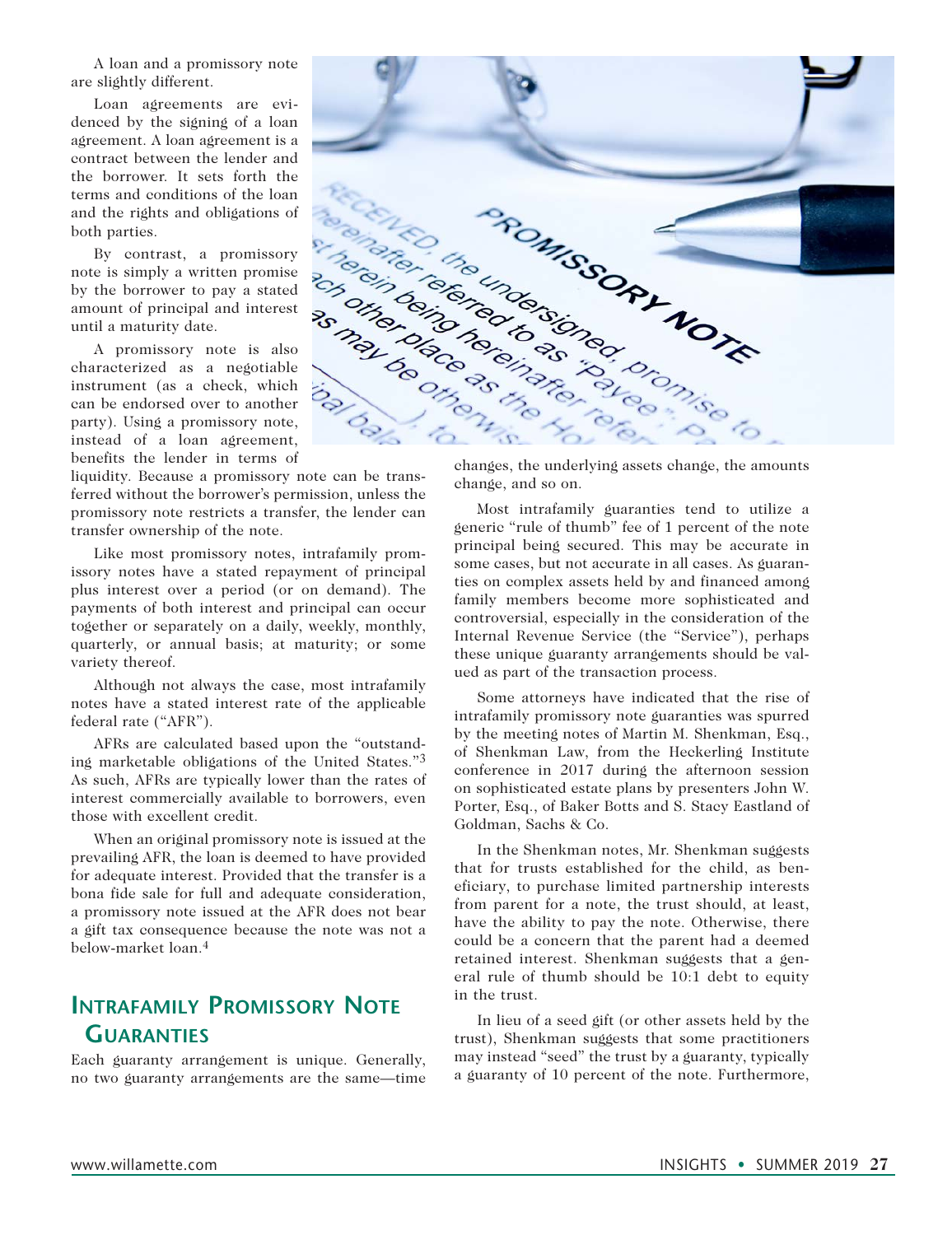A loan and a promissory note are slightly different.

Loan agreements are evidenced by the signing of a loan agreement. A loan agreement is a contract between the lender and the borrower. It sets forth the terms and conditions of the loan and the rights and obligations of both parties.

By contrast, a promissory note is simply a written promise by the borrower to pay a stated amount of principal and interest until a maturity date.

A promissory note is also characterized as a negotiable instrument (as a check, which can be endorsed over to another party). Using a promissory note, instead of a loan agreement, benefits the lender in terms of liquidity. Because a promissory note can be transferred without the borrower's permission, unless the promissory note restricts a transfer, the lender can transfer ownership of the note.

Like most promissory notes, intrafamily promissory notes have a stated repayment of principal plus interest over a period (or on demand). The payments of both interest and principal can occur together or separately on a daily, weekly, monthly, quarterly, or annual basis; at maturity; or some variety thereof.

Although not always the case, most intrafamily notes have a stated interest rate of the applicable federal rate ("AFR").

AFRs are calculated based upon the "outstanding marketable obligations of the United States."[3] As such, AFRs are typically lower than the rates of interest commercially available to borrowers, even those with excellent credit.

When an original promissory note is issued at the prevailing AFR, the loan is deemed to have provided for adequate interest. Provided that the transfer is a bona fide sale for full and adequate consideration, a promissory note issued at the AFR does not bear a gift tax consequence because the note was not a below-market loan.[4]

## Intrafamily Promissory Note Guaranties

Each guaranty arrangement is unique. Generally, no two guaranty arrangements are the same—time changes, the underlying assets change, the amounts change, and so on.

Most intrafamily guaranties tend to utilize a generic "rule of thumb" fee of 1 percent of the note principal being secured. This may be accurate in some cases, but not accurate in all cases. As guaranties on complex assets held by and financed among family members become more sophisticated and controversial, especially in the consideration of the Internal Revenue Service (the "Service"), perhaps these unique guaranty arrangements should be valued as part of the transaction process.

Some attorneys have indicated that the rise of intrafamily promissory note guaranties was spurred by the meeting notes of Martin M. Shenkman, Esq., of Shenkman Law, from the Heckerling Institute conference in 2017 during the afternoon session on sophisticated estate plans by presenters John W. Porter, Esq., of Baker Botts and S. Stacy Eastland of Goldman, Sachs & Co.

In the Shenkman notes, Mr. Shenkman suggests that for trusts established for the child, as beneficiary, to purchase limited partnership interests from parent for a note, the trust should, at least, have the ability to pay the note. Otherwise, there could be a concern that the parent had a deemed retained interest. Shenkman suggests that a general rule of thumb should be 10:1 debt to equity in the trust.

In lieu of a seed gift (or other assets held by the trust), Shenkman suggests that some practitioners may instead "seed" the trust by a guaranty, typically a guaranty of 10 percent of the note. Furthermore,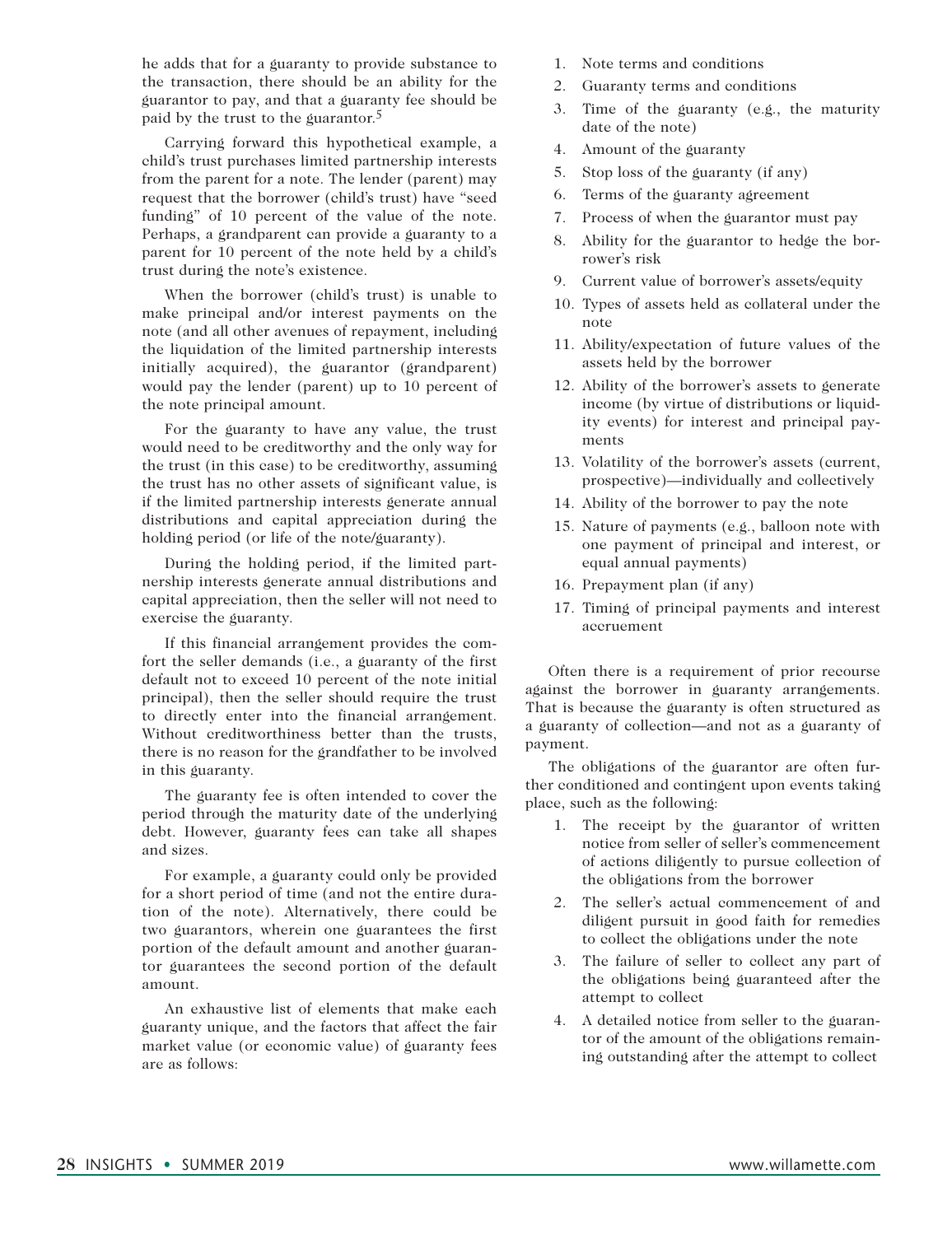he adds that for a guaranty to provide substance to the transaction, there should be an ability for the guarantor to pay, and that a guaranty fee should be paid by the trust to the guarantor.[5]

Carrying forward this hypothetical example, a child's trust purchases limited partnership interests from the parent for a note. The lender (parent) may request that the borrower (child's trust) have "seed funding" of 10 percent of the value of the note. Perhaps, a grandparent can provide a guaranty to a parent for 10 percent of the note held by a child's trust during the note's existence.

When the borrower (child's trust) is unable to make principal and/or interest payments on the note (and all other avenues of repayment, including the liquidation of the limited partnership interests initially acquired), the guarantor (grandparent) would pay the lender (parent) up to 10 percent of the note principal amount.

For the guaranty to have any value, the trust would need to be creditworthy and the only way for the trust (in this case) to be creditworthy, assuming the trust has no other assets of significant value, is if the limited partnership interests generate annual distributions and capital appreciation during the holding period (or life of the note/guaranty).

During the holding period, if the limited partnership interests generate annual distributions and capital appreciation, then the seller will not need to exercise the guaranty.

If this financial arrangement provides the comfort the seller demands (i.e., a guaranty of the first default not to exceed 10 percent of the note initial principal), then the seller should require the trust to directly enter into the financial arrangement. Without creditworthiness better than the trusts, there is no reason for the grandfather to be involved in this guaranty.

The guaranty fee is often intended to cover the period through the maturity date of the underlying debt. However, guaranty fees can take all shapes and sizes.

For example, a guaranty could only be provided for a short period of time (and not the entire duration of the note). Alternatively, there could be two guarantors, wherein one guarantees the first portion of the default amount and another guarantor guarantees the second portion of the default amount.

An exhaustive list of elements that make each guaranty unique, and the factors that affect the fair market value (or economic value) of guaranty fees are as follows:

1. Note terms and conditions
2. Guaranty terms and conditions
3. Time of the guaranty (e.g., the maturity date of the note)
4. Amount of the guaranty
5. Stop loss of the guaranty (if any)
6. Terms of the guaranty agreement
7. Process of when the guarantor must pay
8. Ability for the guarantor to hedge the borrower's risk
9. Current value of borrower's assets/equity
10. Types of assets held as collateral under the note
11. Ability/expectation of future values of the assets held by the borrower
12. Ability of the borrower's assets to generate income (by virtue of distributions or liquidity events) for interest and principal payments
13. Volatility of the borrower's assets (current, prospective)—individually and collectively
14. Ability of the borrower to pay the note
15. Nature of payments (e.g., balloon note with one payment of principal and interest, or equal annual payments)
16. Prepayment plan (if any)
17. Timing of principal payments and interest accruement

Often there is a requirement of prior recourse against the borrower in guaranty arrangements. That is because the guaranty is often structured as a guaranty of collection—and not as a guaranty of payment.

The obligations of the guarantor are often further conditioned and contingent upon events taking place, such as the following:

1. The receipt by the guarantor of written notice from seller of seller's commencement of actions diligently to pursue collection of the obligations from the borrower
2. The seller's actual commencement of and diligent pursuit in good faith for remedies to collect the obligations under the note
3. The failure of seller to collect any part of the obligations being guaranteed after the attempt to collect
4. A detailed notice from seller to the guarantor of the amount of the obligations remaining outstanding after the attempt to collect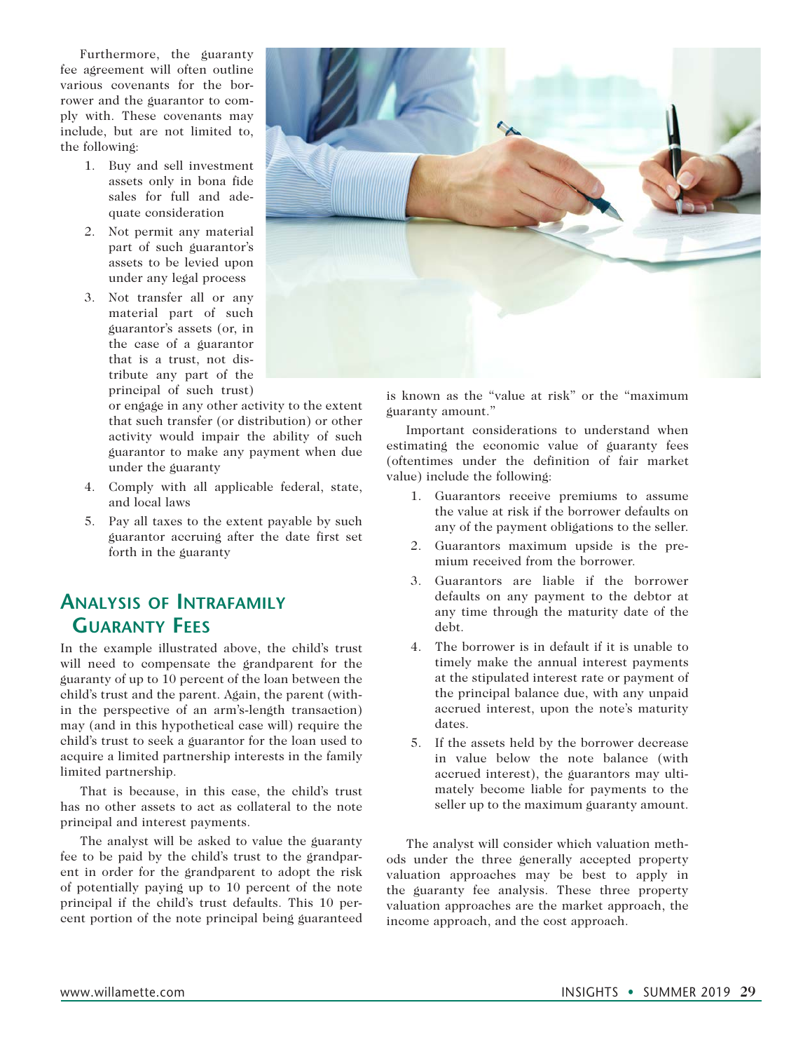Furthermore, the guaranty fee agreement will often outline various covenants for the borrower and the guarantor to comply with. These covenants may include, but are not limited to, the following:

1. Buy and sell investment assets only in bona fide sales for full and adequate consideration
2. Not permit any material part of such guarantor's assets to be levied upon under any legal process
3. Not transfer all or any material part of such guarantor's assets (or, in the case of a guarantor that is a trust, not distribute any part of the principal of such trust) or engage in any other activity to the extent that such transfer (or distribution) or other activity would impair the ability of such guarantor to make any payment when due under the guaranty
4. Comply with all applicable federal, state, and local laws
5. Pay all taxes to the extent payable by such guarantor accruing after the date first set forth in the guaranty

## Analysis of Intrafamily Guaranty Fees

In the example illustrated above, the child's trust will need to compensate the grandparent for the guaranty of up to 10 percent of the loan between the child's trust and the parent. Again, the parent (within the perspective of an arm's-length transaction) may (and in this hypothetical case will) require the child's trust to seek a guarantor for the loan used to acquire a limited partnership interests in the family limited partnership.

That is because, in this case, the child's trust has no other assets to act as collateral to the note principal and interest payments.

The analyst will be asked to value the guaranty fee to be paid by the child's trust to the grandparent in order for the grandparent to adopt the risk of potentially paying up to 10 percent of the note principal if the child's trust defaults. This 10 percent portion of the note principal being guaranteed is known as the "value at risk" or the "maximum guaranty amount."

Important considerations to understand when estimating the economic value of guaranty fees (oftentimes under the definition of fair market value) include the following:

1. Guarantors receive premiums to assume the value at risk if the borrower defaults on any of the payment obligations to the seller.
2. Guarantors maximum upside is the premium received from the borrower.
3. Guarantors are liable if the borrower defaults on any payment to the debtor at any time through the maturity date of the debt.
4. The borrower is in default if it is unable to timely make the annual interest payments at the stipulated interest rate or payment of the principal balance due, with any unpaid accrued interest, upon the note's maturity dates.
5. If the assets held by the borrower decrease in value below the note balance (with accrued interest), the guarantors may ultimately become liable for payments to the seller up to the maximum guaranty amount.

The analyst will consider which valuation methods under the three generally accepted property valuation approaches may be best to apply in the guaranty fee analysis. These three property valuation approaches are the market approach, the income approach, and the cost approach.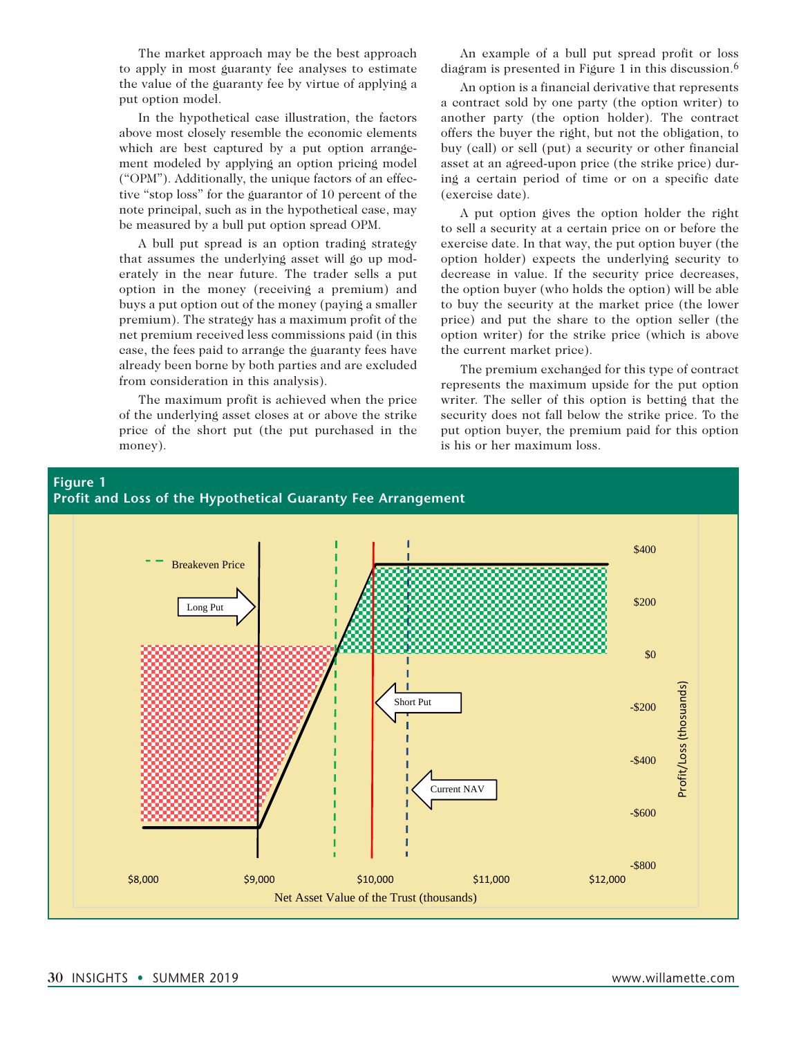The market approach may be the best approach to apply in most guaranty fee analyses to estimate the value of the guaranty fee by virtue of applying a put option model.

In the hypothetical case illustration, the factors above most closely resemble the economic elements which are best captured by a put option arrangement modeled by applying an option pricing model ("OPM"). Additionally, the unique factors of an effective "stop loss" for the guarantor of 10 percent of the note principal, such as in the hypothetical case, may be measured by a bull put option spread OPM.

A bull put spread is an option trading strategy that assumes the underlying asset will go up moderately in the near future. The trader sells a put option in the money (receiving a premium) and buys a put option out of the money (paying a smaller premium). The strategy has a maximum profit of the net premium received less commissions paid (in this case, the fees paid to arrange the guaranty fees have already been borne by both parties and are excluded from consideration in this analysis).

The maximum profit is achieved when the price of the underlying asset closes at or above the strike price of the short put (the put purchased in the money).

An example of a bull put spread profit or loss diagram is presented in Figure 1 in this discussion.[6]

An option is a financial derivative that represents a contract sold by one party (the option writer) to another party (the option holder). The contract offers the buyer the right, but not the obligation, to buy (call) or sell (put) a security or other financial asset at an agreed-upon price (the strike price) during a certain period of time or on a specific date (exercise date).

A put option gives the option holder the right to sell a security at a certain price on or before the exercise date. In that way, the put option buyer (the option holder) expects the underlying security to decrease in value. If the security price decreases, the option buyer (who holds the option) will be able to buy the security at the market price (the lower price) and put the share to the option seller (the option writer) for the strike price (which is above the current market price).

The premium exchanged for this type of contract represents the maximum upside for the put option writer. The seller of this option is betting that the security does not fall below the strike price. To the put option buyer, the premium paid for this option is his or her maximum loss.

**Figure 1**
**Profit and Loss of the Hypothetical Guaranty Fee Arrangement**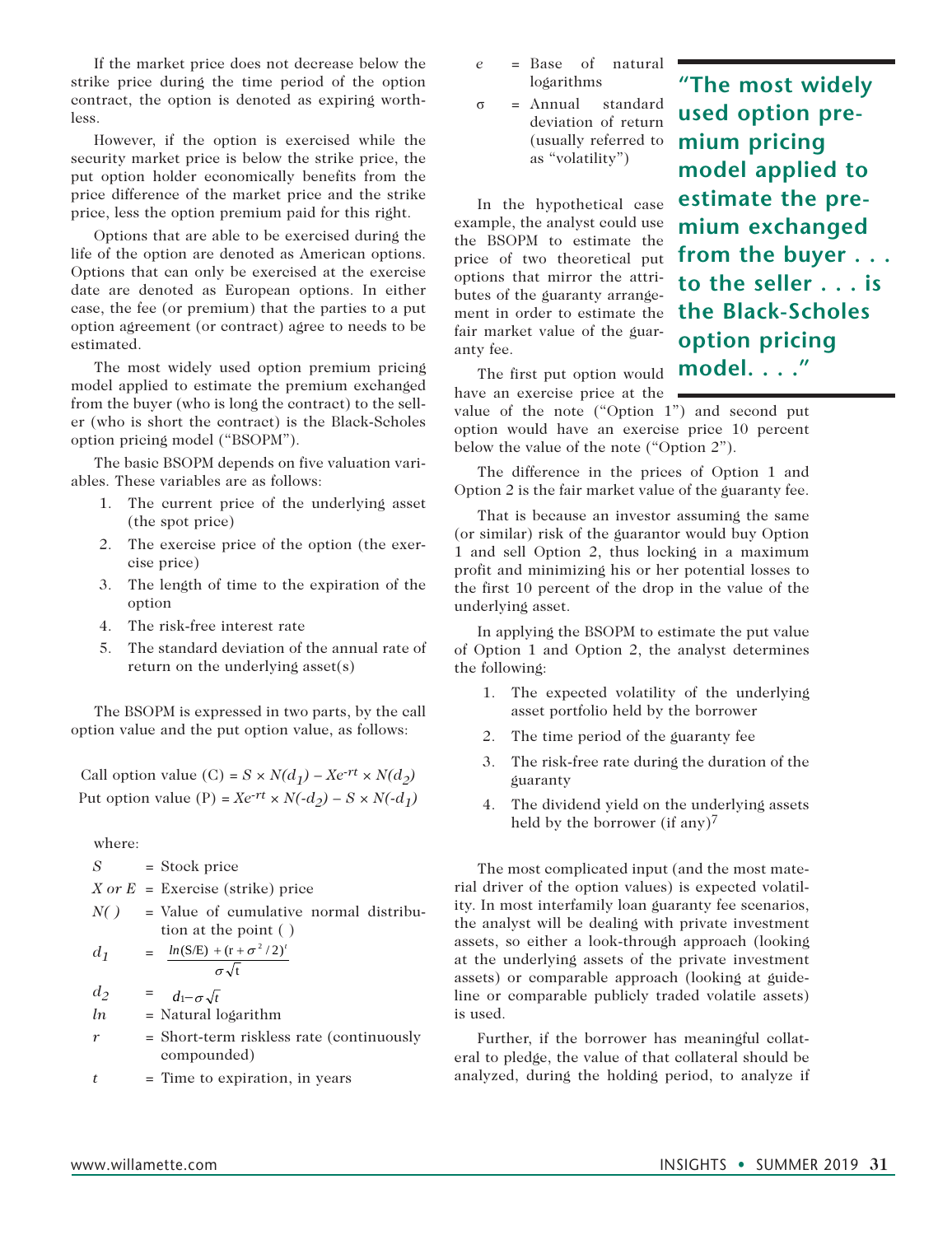If the market price does not decrease below the strike price during the time period of the option contract, the option is denoted as expiring worthless.

However, if the option is exercised while the security market price is below the strike price, the put option holder economically benefits from the price difference of the market price and the strike price, less the option premium paid for this right.

Options that are able to be exercised during the life of the option are denoted as American options. Options that can only be exercised at the exercise date are denoted as European options. In either case, the fee (or premium) that the parties to a put option agreement (or contract) agree to needs to be estimated.

The most widely used option premium pricing model applied to estimate the premium exchanged from the buyer (who is long the contract) to the seller (who is short the contract) is the Black-Scholes option pricing model ("BSOPM").

The basic BSOPM depends on five valuation variables. These variables are as follows:

1. The current price of the underlying asset (the spot price)
2. The exercise price of the option (the exercise price)
3. The length of time to the expiration of the option
4. The risk-free interest rate
5. The standard deviation of the annual rate of return on the underlying asset(s)

The BSOPM is expressed in two parts, by the call option value and the put option value, as follows:

$$\text{Call option value (C)} = S \times N(d_1) - Xe^{-rt} \times N(d_2)$$

$$\text{Put option value (P)} = Xe^{-rt} \times N(-d_2) - S \times N(-d_1)$$

where:

$S$ = Stock price

$X$ or $E$ = Exercise (strike) price

$N(\,)$ = Value of cumulative normal distribution at the point ( )

$d_1 = \dfrac{ln(S/E) + (r + \sigma^2/2)^t}{\sigma\sqrt{t}}$

$d_2 = d_1 - \sigma\sqrt{t}$

$ln$ = Natural logarithm

$r$ = Short-term riskless rate (continuously compounded)

$t$ = Time to expiration, in years

$e$ = Base of natural logarithms

$\sigma$ = Annual standard deviation of return (usually referred to as "volatility")

> **"The most widely used option premium pricing model applied to estimate the premium exchanged from the buyer . . . to the seller . . . is the Black-Scholes option pricing model. . . ."**

In the hypothetical case example, the analyst could use the BSOPM to estimate the price of two theoretical put options that mirror the attributes of the guaranty arrangement in order to estimate the fair market value of the guaranty fee.

The first put option would have an exercise price at the value of the note ("Option 1") and second put option would have an exercise price 10 percent below the value of the note ("Option 2").

The difference in the prices of Option 1 and Option 2 is the fair market value of the guaranty fee.

That is because an investor assuming the same (or similar) risk of the guarantor would buy Option 1 and sell Option 2, thus locking in a maximum profit and minimizing his or her potential losses to the first 10 percent of the drop in the value of the underlying asset.

In applying the BSOPM to estimate the put value of Option 1 and Option 2, the analyst determines the following:

1. The expected volatility of the underlying asset portfolio held by the borrower
2. The time period of the guaranty fee
3. The risk-free rate during the duration of the guaranty
4. The dividend yield on the underlying assets held by the borrower (if any)[7]

The most complicated input (and the most material driver of the option values) is expected volatility. In most interfamily loan guaranty fee scenarios, the analyst will be dealing with private investment assets, so either a look-through approach (looking at the underlying assets of the private investment assets) or comparable approach (looking at guideline or comparable publicly traded volatile assets) is used.

Further, if the borrower has meaningful collateral to pledge, the value of that collateral should be analyzed, during the holding period, to analyze if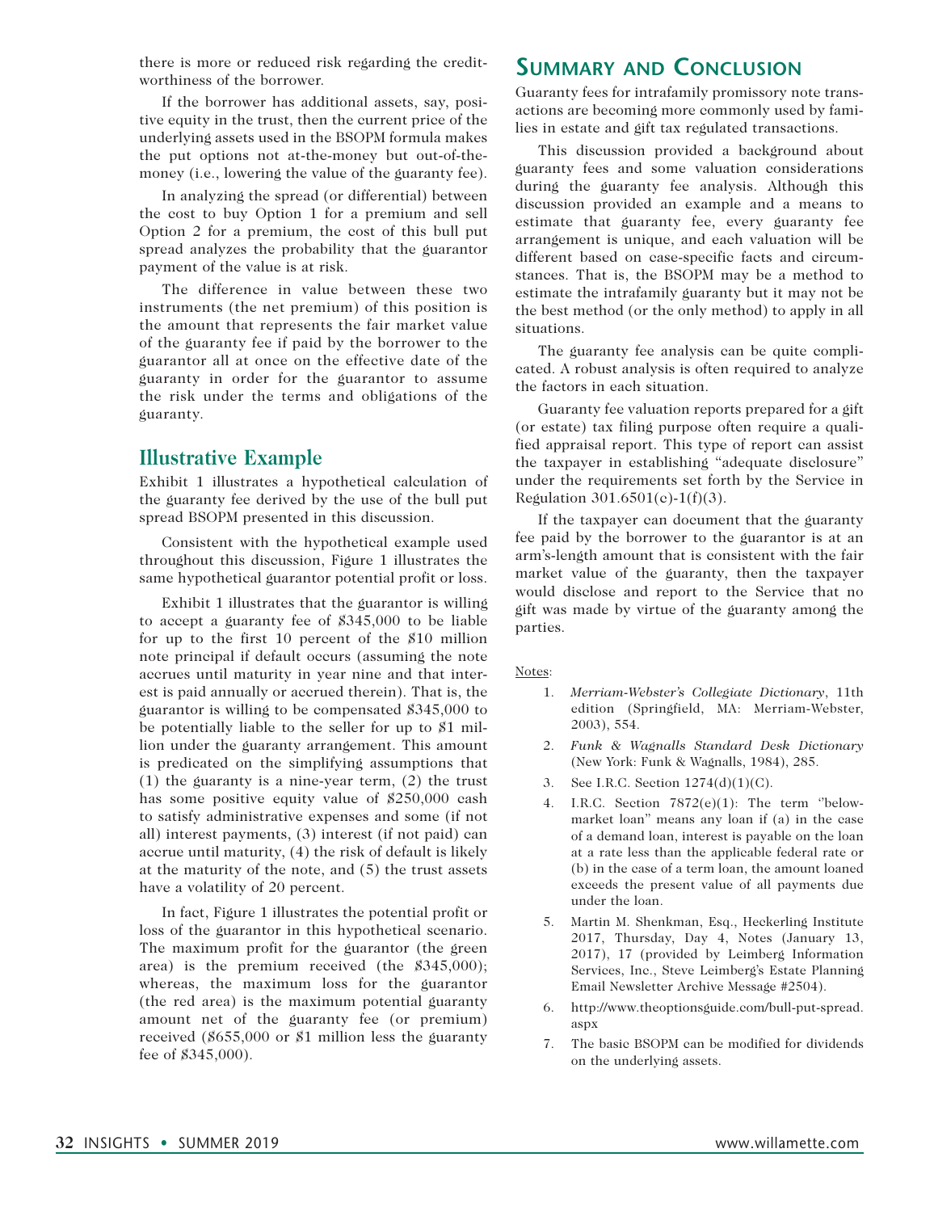there is more or reduced risk regarding the creditworthiness of the borrower.

If the borrower has additional assets, say, positive equity in the trust, then the current price of the underlying assets used in the BSOPM formula makes the put options not at-the-money but out-of-the-money (i.e., lowering the value of the guaranty fee).

In analyzing the spread (or differential) between the cost to buy Option 1 for a premium and sell Option 2 for a premium, the cost of this bull put spread analyzes the probability that the guarantor payment of the value is at risk.

The difference in value between these two instruments (the net premium) of this position is the amount that represents the fair market value of the guaranty fee if paid by the borrower to the guarantor all at once on the effective date of the guaranty in order for the guarantor to assume the risk under the terms and obligations of the guaranty.

## Illustrative Example

Exhibit 1 illustrates a hypothetical calculation of the guaranty fee derived by the use of the bull put spread BSOPM presented in this discussion.

Consistent with the hypothetical example used throughout this discussion, Figure 1 illustrates the same hypothetical guarantor potential profit or loss.

Exhibit 1 illustrates that the guarantor is willing to accept a guaranty fee of $345,000 to be liable for up to the first 10 percent of the $10 million note principal if default occurs (assuming the note accrues until maturity in year nine and that interest is paid annually or accrued therein). That is, the guarantor is willing to be compensated $345,000 to be potentially liable to the seller for up to $1 million under the guaranty arrangement. This amount is predicated on the simplifying assumptions that (1) the guaranty is a nine-year term, (2) the trust has some positive equity value of $250,000 cash to satisfy administrative expenses and some (if not all) interest payments, (3) interest (if not paid) can accrue until maturity, (4) the risk of default is likely at the maturity of the note, and (5) the trust assets have a volatility of 20 percent.

In fact, Figure 1 illustrates the potential profit or loss of the guarantor in this hypothetical scenario. The maximum profit for the guarantor (the green area) is the premium received (the $345,000); whereas, the maximum loss for the guarantor (the red area) is the maximum potential guaranty amount net of the guaranty fee (or premium) received ($655,000 or $1 million less the guaranty fee of $345,000).

## Summary and Conclusion

Guaranty fees for intrafamily promissory note transactions are becoming more commonly used by families in estate and gift tax regulated transactions.

This discussion provided a background about guaranty fees and some valuation considerations during the guaranty fee analysis. Although this discussion provided an example and a means to estimate that guaranty fee, every guaranty fee arrangement is unique, and each valuation will be different based on case-specific facts and circumstances. That is, the BSOPM may be a method to estimate the intrafamily guaranty but it may not be the best method (or the only method) to apply in all situations.

The guaranty fee analysis can be quite complicated. A robust analysis is often required to analyze the factors in each situation.

Guaranty fee valuation reports prepared for a gift (or estate) tax filing purpose often require a qualified appraisal report. This type of report can assist the taxpayer in establishing "adequate disclosure" under the requirements set forth by the Service in Regulation 301.6501(c)-1(f)(3).

If the taxpayer can document that the guaranty fee paid by the borrower to the guarantor is at an arm's-length amount that is consistent with the fair market value of the guaranty, then the taxpayer would disclose and report to the Service that no gift was made by virtue of the guaranty among the parties.

Notes:

1. *Merriam-Webster's Collegiate Dictionary*, 11th edition (Springfield, MA: Merriam-Webster, 2003), 554.
2. *Funk & Wagnalls Standard Desk Dictionary* (New York: Funk & Wagnalls, 1984), 285.
3. See I.R.C. Section 1274(d)(1)(C).
4. I.R.C. Section 7872(e)(1): The term "below-market loan" means any loan if (a) in the case of a demand loan, interest is payable on the loan at a rate less than the applicable federal rate or (b) in the case of a term loan, the amount loaned exceeds the present value of all payments due under the loan.
5. Martin M. Shenkman, Esq., Heckerling Institute 2017, Thursday, Day 4, Notes (January 13, 2017), 17 (provided by Leimberg Information Services, Inc., Steve Leimberg's Estate Planning Email Newsletter Archive Message #2504).
6. http://www.theoptionsguide.com/bull-put-spread.aspx
7. The basic BSOPM can be modified for dividends on the underlying assets.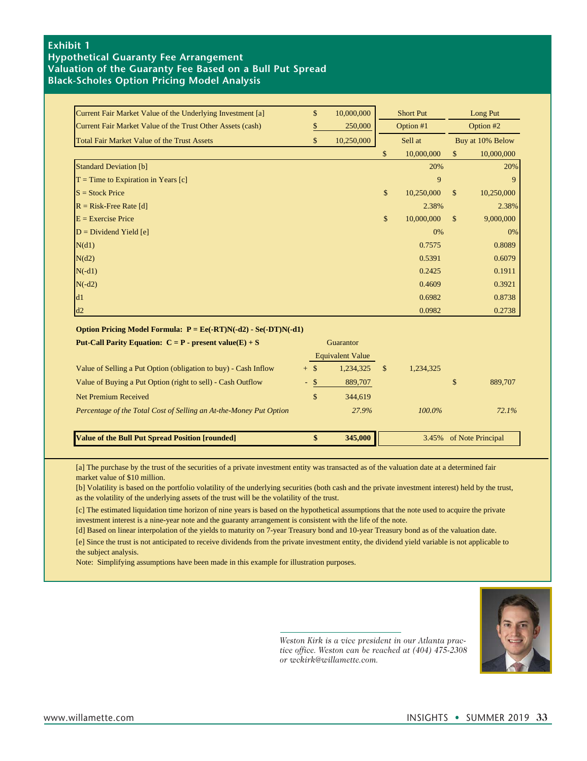## Exhibit 1
## Hypothetical Guaranty Fee Arrangement
## Valuation of the Guaranty Fee Based on a Bull Put Spread
## Black-Scholes Option Pricing Model Analysis

| | | | | Short Put | | Long Put |
|---|---|---|---|---|---|---|
| Current Fair Market Value of the Underlying Investment [a] | $ | 10,000,000 | | Option #1 | | Option #2 |
| Current Fair Market Value of the Trust Other Assets (cash) | $ | 250,000 | | Sell at | | Buy at 10% Below |
| Total Fair Market Value of the Trust Assets | $ | 10,250,000 | $ | 10,000,000 | $ | 10,000,000 |
| Standard Deviation [b] | | | | 20% | | 20% |
| T = Time to Expiration in Years [c] | | | | 9 | | 9 |
| S = Stock Price | | | $ | 10,250,000 | $ | 10,250,000 |
| R = Risk-Free Rate [d] | | | | 2.38% | | 2.38% |
| E = Exercise Price | | | $ | 10,000,000 | $ | 9,000,000 |
| D = Dividend Yield [e] | | | | 0% | | 0% |
| N(d1) | | | | 0.7575 | | 0.8089 |
| N(d2) | | | | 0.5391 | | 0.6079 |
| N(-d1) | | | | 0.2425 | | 0.1911 |
| N(-d2) | | | | 0.4609 | | 0.3921 |
| d1 | | | | 0.6982 | | 0.8738 |
| d2 | | | | 0.0982 | | 0.2738 |

**Option Pricing Model Formula:** $P = Ee^{(-RT)}N(-d2) - Se^{(-DT)}N(-d1)$

**Put-Call Parity Equation:** $C = P - \text{present value}(E) + S$

| | | Guarantor Equivalent Value | | | | |
|---|---|---|---|---|---|---|
| Value of Selling a Put Option (obligation to buy) - Cash Inflow | + $ | 1,234,325 | $ | 1,234,325 | | |
| Value of Buying a Put Option (right to sell) - Cash Outflow | - $ | 889,707 | | | $ | 889,707 |
| Net Premium Received | $ | 344,619 | | | | |
| *Percentage of the Total Cost of Selling an At-the-Money Put Option* | | *27.9%* | | *100.0%* | | *72.1%* |
| **Value of the Bull Put Spread Position [rounded]** | **$** | **345,000** | | 3.45% | | of Note Principal |

[a] The purchase by the trust of the securities of a private investment entity was transacted as of the valuation date at a determined fair market value of $10 million.

[b] Volatility is based on the portfolio volatility of the underlying securities (both cash and the private investment interest) held by the trust, as the volatility of the underlying assets of the trust will be the volatility of the trust.

[c] The estimated liquidation time horizon of nine years is based on the hypothetical assumptions that the note used to acquire the private investment interest is a nine-year note and the guaranty arrangement is consistent with the life of the note.

[d] Based on linear interpolation of the yields to maturity on 7-year Treasury bond and 10-year Treasury bond as of the valuation date.

[e] Since the trust is not anticipated to receive dividends from the private investment entity, the dividend yield variable is not applicable to the subject analysis.

Note: Simplifying assumptions have been made in this example for illustration purposes.

*Weston Kirk is a vice president in our Atlanta practice office. Weston can be reached at (404) 475-2308 or wckirk@willamette.com.*